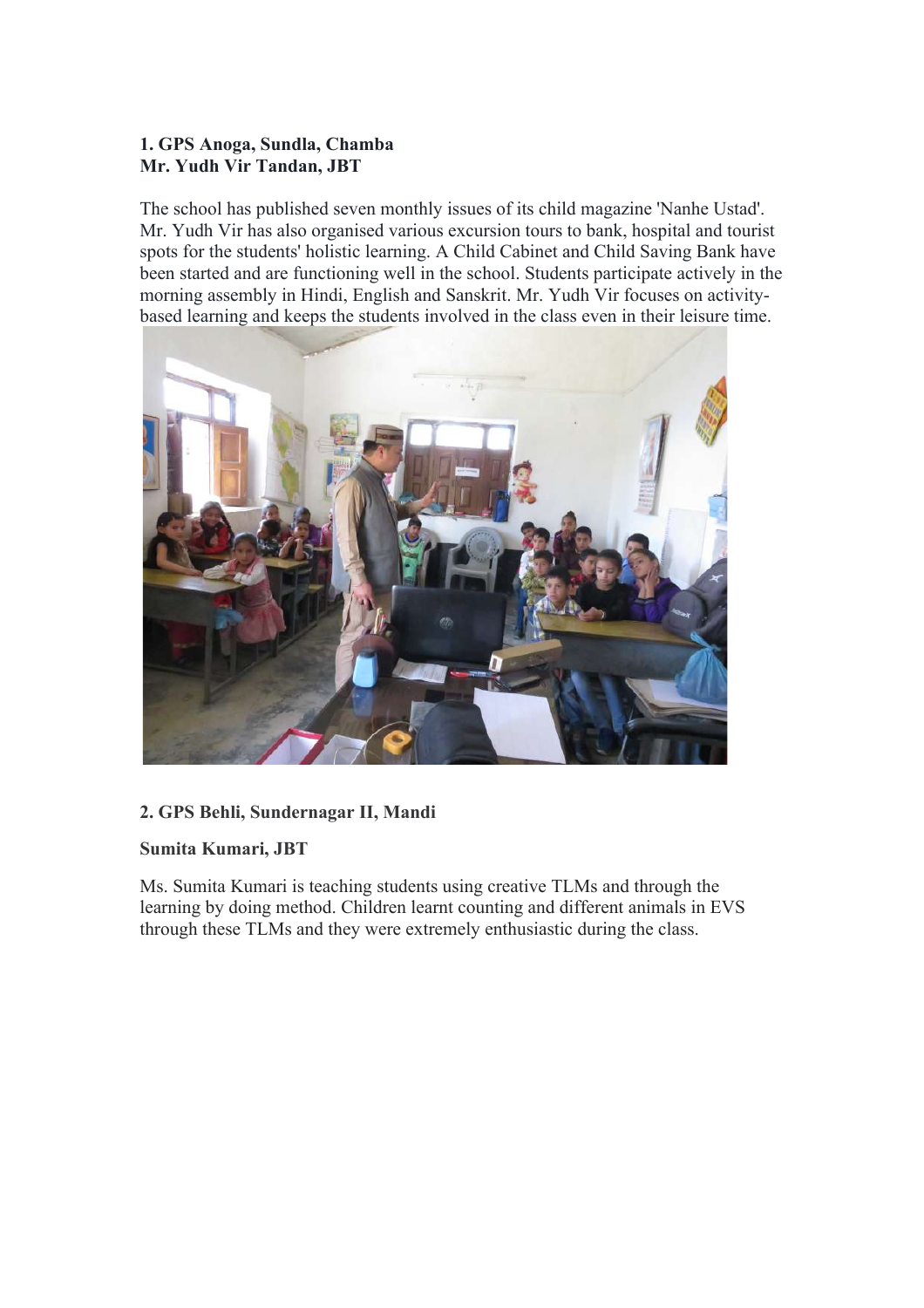**1. GPS Anoga, Sundla, Chamba**
**Mr. Yudh Vir Tandan, JBT**

The school has published seven monthly issues of its child magazine 'Nanhe Ustad'. Mr. Yudh Vir has also organised various excursion tours to bank, hospital and tourist spots for the students' holistic learning. A Child Cabinet and Child Saving Bank have been started and are functioning well in the school. Students participate actively in the morning assembly in Hindi, English and Sanskrit. Mr. Yudh Vir focuses on activity-based learning and keeps the students involved in the class even in their leisure time.

**2. GPS Behli, Sundernagar II, Mandi**

**Sumita Kumari, JBT**

Ms. Sumita Kumari is teaching students using creative TLMs and through the learning by doing method. Children learnt counting and different animals in EVS through these TLMs and they were extremely enthusiastic during the class.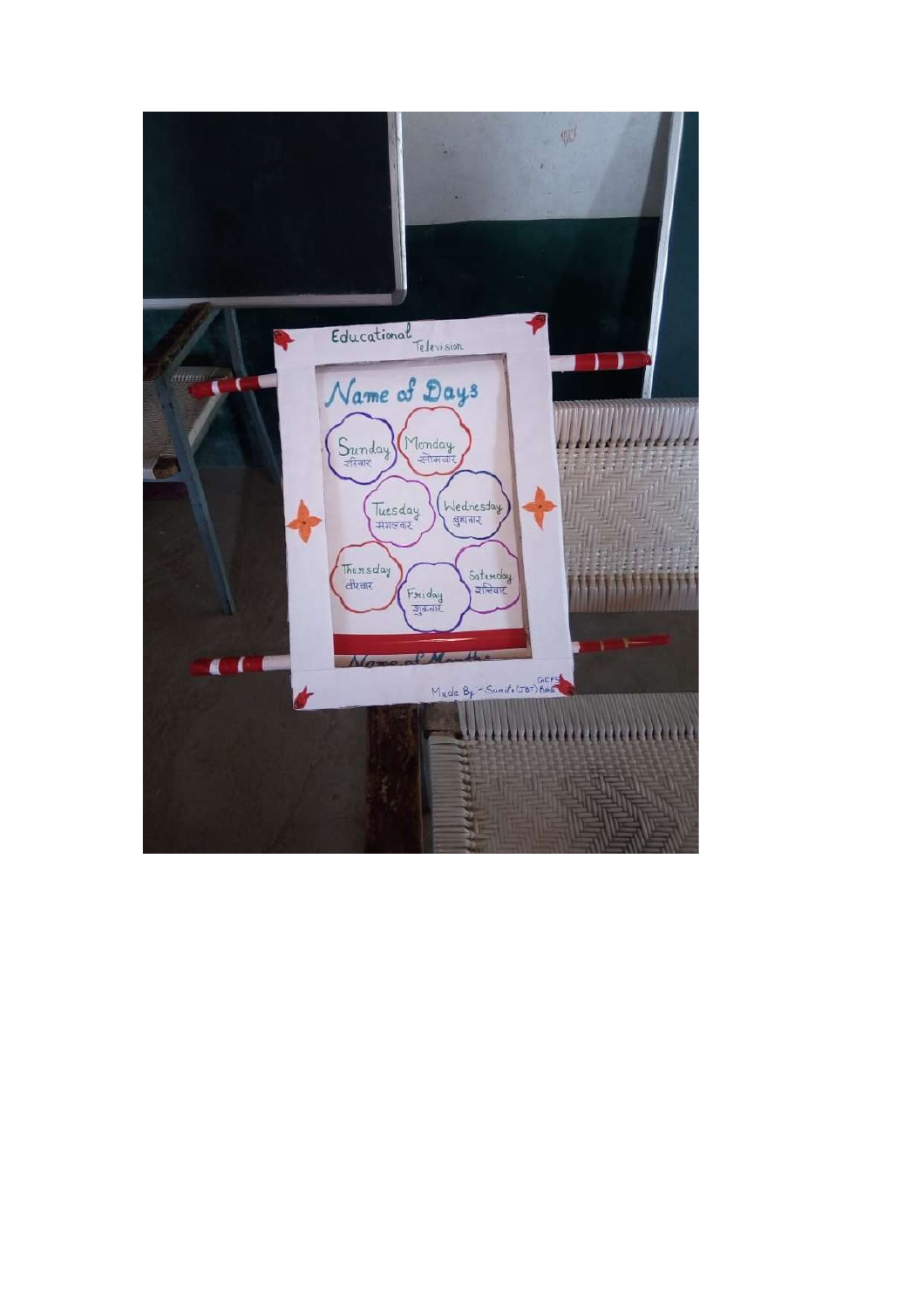Educational Television

# Name of Days

Sunday
रविवार

Monday
सोमवार

Tuesday
मंगलवार

Wednesday
बुधवार

Thursday
वीरवार

Friday
शुक्रवार

Saturday
शनिवार

Name of Months

Made By - Sunita (JBT) GGPS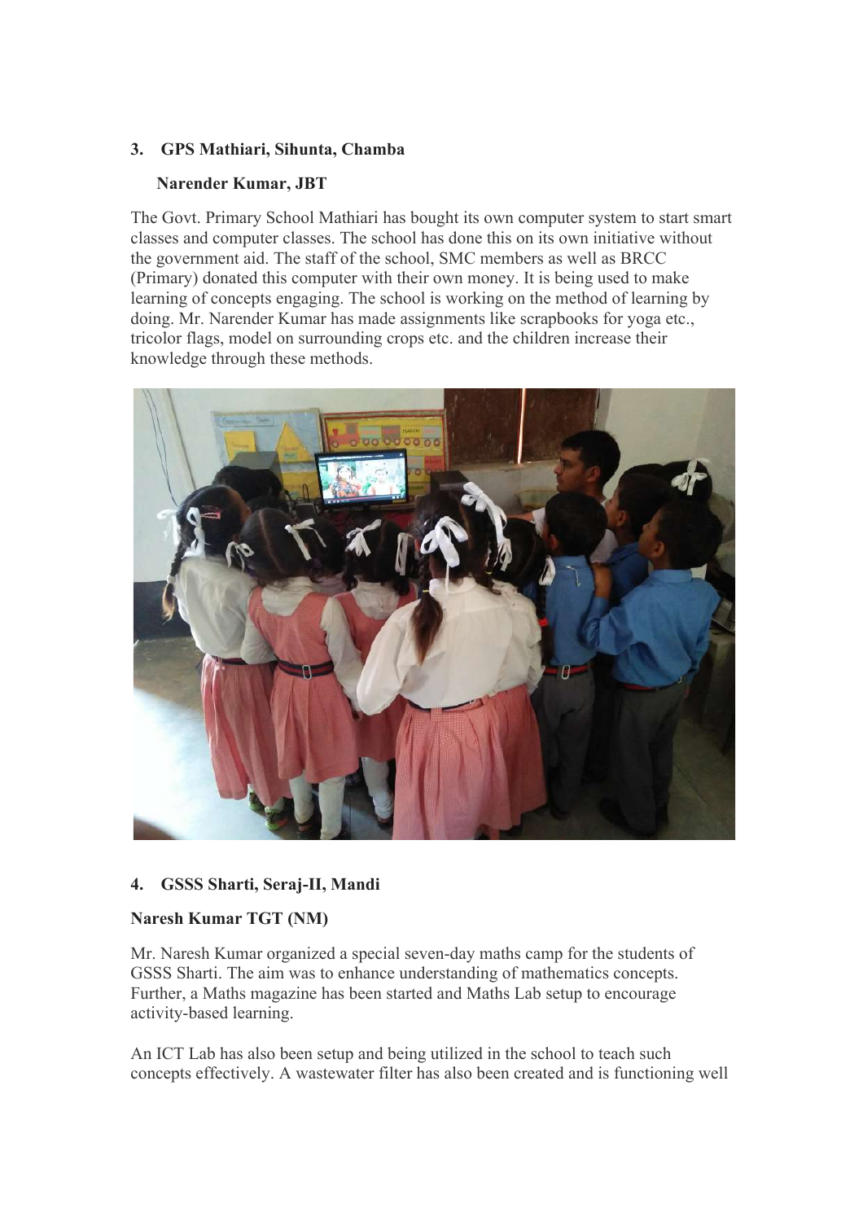### 3. GPS Mathiari, Sihunta, Chamba

**Narender Kumar, JBT**

The Govt. Primary School Mathiari has bought its own computer system to start smart classes and computer classes. The school has done this on its own initiative without the government aid. The staff of the school, SMC members as well as BRCC (Primary) donated this computer with their own money. It is being used to make learning of concepts engaging. The school is working on the method of learning by doing. Mr. Narender Kumar has made assignments like scrapbooks for yoga etc., tricolor flags, model on surrounding crops etc. and the children increase their knowledge through these methods.

### 4. GSSS Sharti, Seraj-II, Mandi

**Naresh Kumar TGT (NM)**

Mr. Naresh Kumar organized a special seven-day maths camp for the students of GSSS Sharti. The aim was to enhance understanding of mathematics concepts. Further, a Maths magazine has been started and Maths Lab setup to encourage activity-based learning.

An ICT Lab has also been setup and being utilized in the school to teach such concepts effectively. A wastewater filter has also been created and is functioning well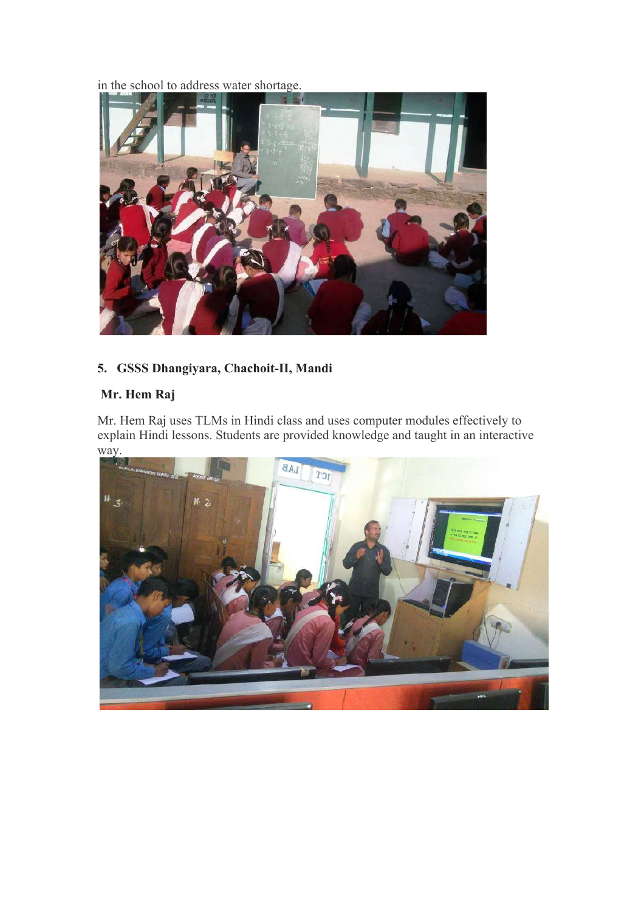in the school to address water shortage.

5. **GSSS Dhangiyara, Chachoit-II, Mandi**

**Mr. Hem Raj**

Mr. Hem Raj uses TLMs in Hindi class and uses computer modules effectively to explain Hindi lessons. Students are provided knowledge and taught in an interactive way.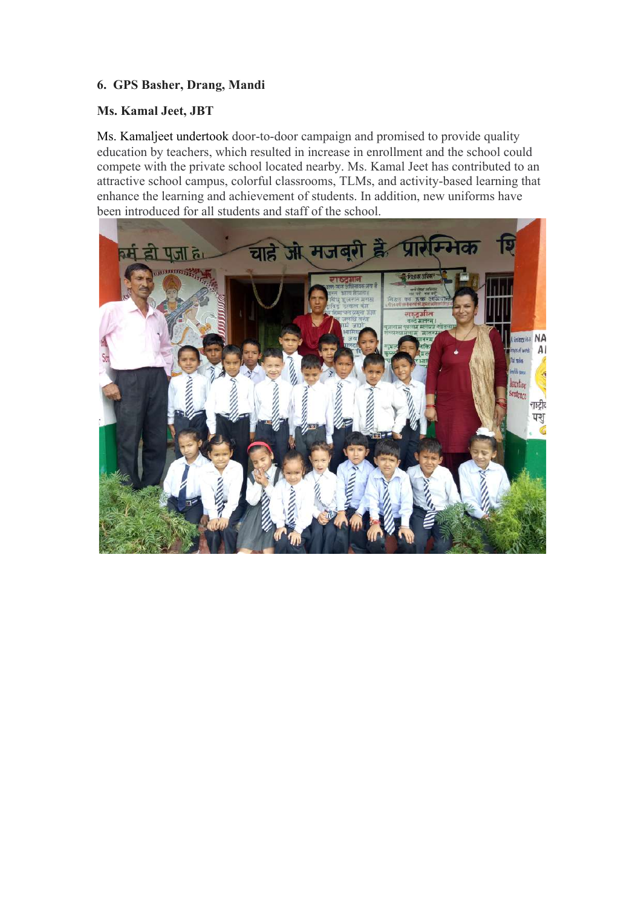**6. GPS Basher, Drang, Mandi**

**Ms. Kamal Jeet, JBT**

Ms. Kamaljeet undertook door-to-door campaign and promised to provide quality education by teachers, which resulted in increase in enrollment and the school could compete with the private school located nearby. Ms. Kamal Jeet has contributed to an attractive school campus, colorful classrooms, TLMs, and activity-based learning that enhance the learning and achievement of students. In addition, new uniforms have been introduced for all students and staff of the school.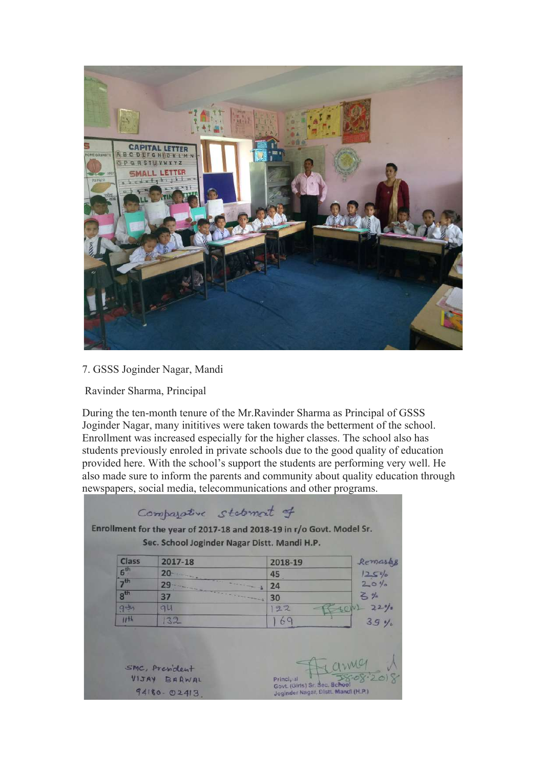7. GSSS Joginder Nagar, Mandi

Ravinder Sharma, Principal

During the ten-month tenure of the Mr.Ravinder Sharma as Principal of GSSS Joginder Nagar, many inititives were taken towards the betterment of the school. Enrollment was increased especially for the higher classes. The school also has students previously enroled in private schools due to the good quality of education provided here. With the school's support the students are performing very well. He also made sure to inform the parents and community about quality education through newspapers, social media, telecommunications and other programs.

Comparative statement of

Enrollment for the year of 2017-18 and 2018-19 in r/o Govt. Model Sr. Sec. School Joginder Nagar Distt. Mandi H.P.

| Class | 2017-18 | 2018-19 | Remarks |
|---|---|---|---|
| 6th | 20 | 45 | 125% |
| 7th | 29 | 24 | 20% |
| 8th | 37 | 30 | 3% |
| 9th | 94 | 122 | 22% |
| 11th | 132 | 169 | 39% |

SMC, President
VIJAY BARWAL
94180-02413

Principal
Govt. (Girls) Sr. Sec. School
Joginder Nagar, Distt. Mandi (H.P.)
28-08-2018